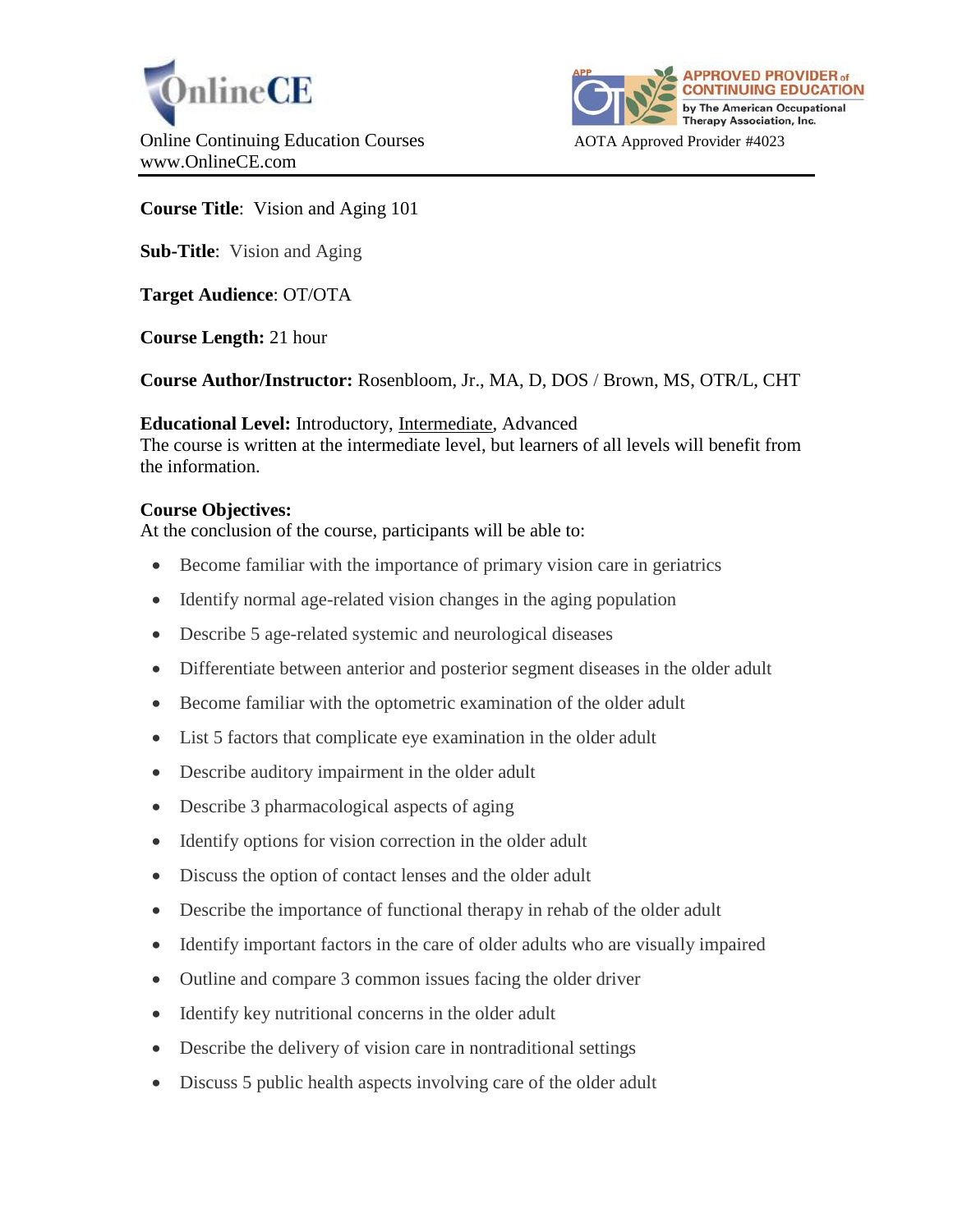OnlineCE

Online Continuing Education Courses
www.OnlineCE.com

APPROVED PROVIDER of CONTINUING EDUCATION by The American Occupational Therapy Association, Inc.

AOTA Approved Provider #4023

**Course Title**: Vision and Aging 101

**Sub-Title**: Vision and Aging

**Target Audience**: OT/OTA

**Course Length:** 21 hour

**Course Author/Instructor:** Rosenbloom, Jr., MA, D, DOS / Brown, MS, OTR/L, CHT

**Educational Level:** Introductory, Intermediate, Advanced
The course is written at the intermediate level, but learners of all levels will benefit from the information.

**Course Objectives:**
At the conclusion of the course, participants will be able to:

- Become familiar with the importance of primary vision care in geriatrics
- Identify normal age-related vision changes in the aging population
- Describe 5 age-related systemic and neurological diseases
- Differentiate between anterior and posterior segment diseases in the older adult
- Become familiar with the optometric examination of the older adult
- List 5 factors that complicate eye examination in the older adult
- Describe auditory impairment in the older adult
- Describe 3 pharmacological aspects of aging
- Identify options for vision correction in the older adult
- Discuss the option of contact lenses and the older adult
- Describe the importance of functional therapy in rehab of the older adult
- Identify important factors in the care of older adults who are visually impaired
- Outline and compare 3 common issues facing the older driver
- Identify key nutritional concerns in the older adult
- Describe the delivery of vision care in nontraditional settings
- Discuss 5 public health aspects involving care of the older adult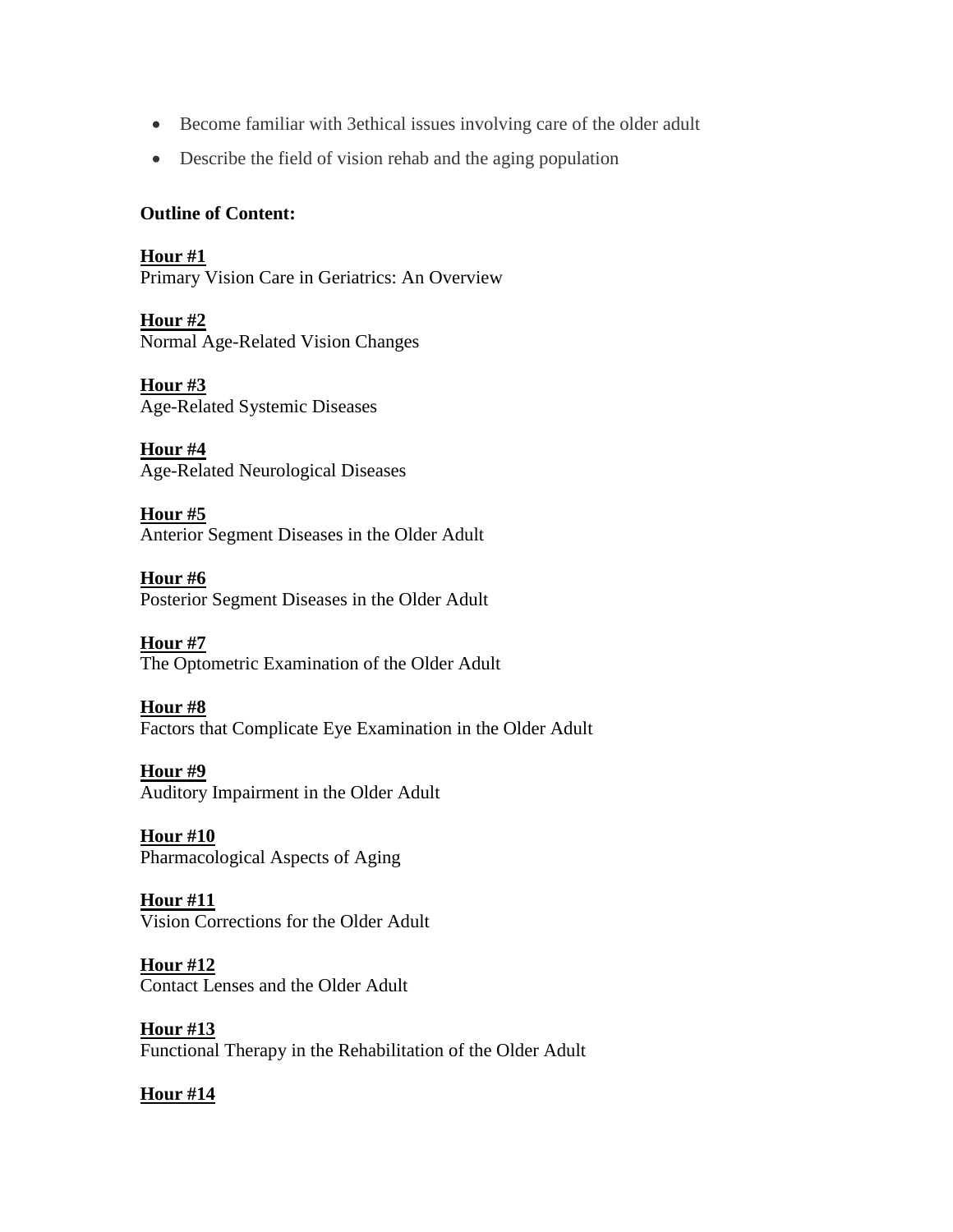- Become familiar with 3ethical issues involving care of the older adult
- Describe the field of vision rehab and the aging population

**Outline of Content:**

**Hour #1**
Primary Vision Care in Geriatrics: An Overview

**Hour #2**
Normal Age-Related Vision Changes

**Hour #3**
Age-Related Systemic Diseases

**Hour #4**
Age-Related Neurological Diseases

**Hour #5**
Anterior Segment Diseases in the Older Adult

**Hour #6**
Posterior Segment Diseases in the Older Adult

**Hour #7**
The Optometric Examination of the Older Adult

**Hour #8**
Factors that Complicate Eye Examination in the Older Adult

**Hour #9**
Auditory Impairment in the Older Adult

**Hour #10**
Pharmacological Aspects of Aging

**Hour #11**
Vision Corrections for the Older Adult

**Hour #12**
Contact Lenses and the Older Adult

**Hour #13**
Functional Therapy in the Rehabilitation of the Older Adult

**Hour #14**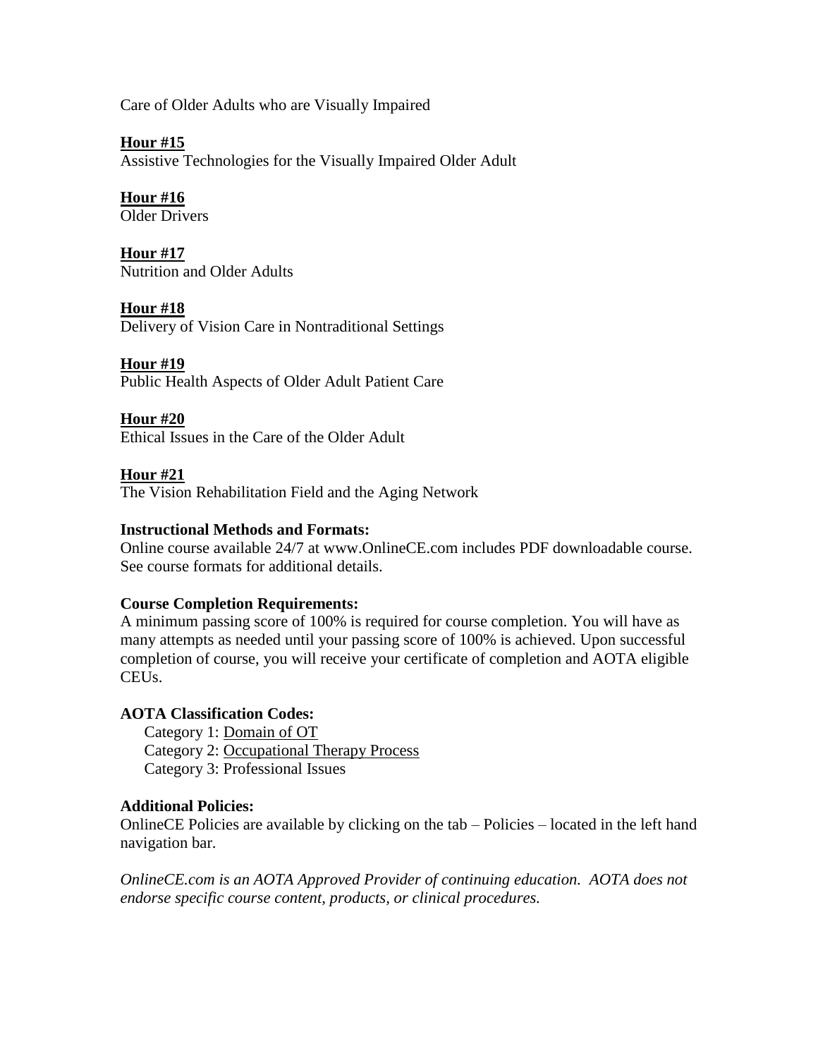Care of Older Adults who are Visually Impaired

**Hour #15**
Assistive Technologies for the Visually Impaired Older Adult

**Hour #16**
Older Drivers

**Hour #17**
Nutrition and Older Adults

**Hour #18**
Delivery of Vision Care in Nontraditional Settings

**Hour #19**
Public Health Aspects of Older Adult Patient Care

**Hour #20**
Ethical Issues in the Care of the Older Adult

**Hour #21**
The Vision Rehabilitation Field and the Aging Network

**Instructional Methods and Formats:**
Online course available 24/7 at www.OnlineCE.com includes PDF downloadable course. See course formats for additional details.

**Course Completion Requirements:**
A minimum passing score of 100% is required for course completion. You will have as many attempts as needed until your passing score of 100% is achieved. Upon successful completion of course, you will receive your certificate of completion and AOTA eligible CEUs.

**AOTA Classification Codes:**

Category 1: Domain of OT
Category 2: Occupational Therapy Process
Category 3: Professional Issues

**Additional Policies:**
OnlineCE Policies are available by clicking on the tab – Policies – located in the left hand navigation bar.

*OnlineCE.com is an AOTA Approved Provider of continuing education. AOTA does not endorse specific course content, products, or clinical procedures.*